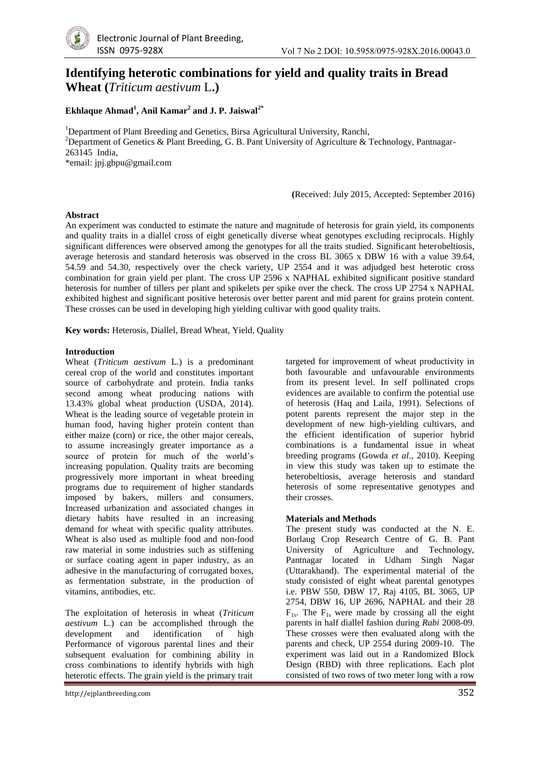# Identifying heterotic combinations for yield and quality traits in Bread Wheat (*Triticum aestivum* L.)

**Ekhlaque Ahmad[1], Anil Kamar[2] and J. P. Jaiswal[2*]**

[1]Department of Plant Breeding and Genetics, Birsa Agricultural University, Ranchi,
[2]Department of Genetics & Plant Breeding, G. B. Pant University of Agriculture & Technology, Pantnagar-263145 India,
*email: jpj.gbpu@gmail.com

(Received: July 2015, Accepted: September 2016)

**Abstract**

An experiment was conducted to estimate the nature and magnitude of heterosis for grain yield, its components and quality traits in a diallel cross of eight genetically diverse wheat genotypes excluding reciprocals. Highly significant differences were observed among the genotypes for all the traits studied. Significant heterobeltiosis, average heterosis and standard heterosis was observed in the cross BL 3065 x DBW 16 with a value 39.64, 54.59 and 54.30, respectively over the check variety, UP 2554 and it was adjudged best heterotic cross combination for grain yield per plant. The cross UP 2596 x NAPHAL exhibited significant positive standard heterosis for number of tillers per plant and spikelets per spike over the check. The cross UP 2754 x NAPHAL exhibited highest and significant positive heterosis over better parent and mid parent for grains protein content. These crosses can be used in developing high yielding cultivar with good quality traits.

**Key words:** Heterosis, Diallel, Bread Wheat, Yield, Quality

## Introduction

Wheat (*Triticum aestivum* L.) is a predominant cereal crop of the world and constitutes important source of carbohydrate and protein. India ranks second among wheat producing nations with 13.43% global wheat production (USDA, 2014). Wheat is the leading source of vegetable protein in human food, having higher protein content than either maize (corn) or rice, the other major cereals, to assume increasingly greater importance as a source of protein for much of the world's increasing population. Quality traits are becoming progressively more important in wheat breeding programs due to requirement of higher standards imposed by bakers, millers and consumers. Increased urbanization and associated changes in dietary habits have resulted in an increasing demand for wheat with specific quality attributes. Wheat is also used as multiple food and non-food raw material in some industries such as stiffening or surface coating agent in paper industry, as an adhesive in the manufacturing of corrugated boxes, as fermentation substrate, in the production of vitamins, antibodies, etc.

The exploitation of heterosis in wheat (*Triticum aestivum* L.) can be accomplished through the development and identification of high Performance of vigorous parental lines and their subsequent evaluation for combining ability in cross combinations to identify hybrids with high heterotic effects. The grain yield is the primary trait targeted for improvement of wheat productivity in both favourable and unfavourable environments from its present level. In self pollinated crops evidences are available to confirm the potential use of heterosis (Haq and Laila, 1991). Selections of potent parents represent the major step in the development of new high-yielding cultivars, and the efficient identification of superior hybrid combinations is a fundamental issue in wheat breeding programs (Gowda *et al*., 2010). Keeping in view this study was taken up to estimate the heterobeltiosis, average heterosis and standard heterosis of some representative genotypes and their crosses.

## Materials and Methods

The present study was conducted at the N. E. Borlaug Crop Research Centre of G. B. Pant University of Agriculture and Technology, Pantnagar located in Udham Singh Nagar (Uttarakhand). The experimental material of the study consisted of eight wheat parental genotypes i.e. PBW 550, DBW 17, Raj 4105, BL 3065, UP 2754, DBW 16, UP 2696, NAPHAL and their 28 $F_{1s}$. The $F_{1s}$ were made by crossing all the eight parents in half diallel fashion during *Rabi* 2008-09. These crosses were then evaluated along with the parents and check, UP 2554 during 2009-10. The experiment was laid out in a Randomized Block Design (RBD) with three replications. Each plot consisted of two rows of two meter long with a row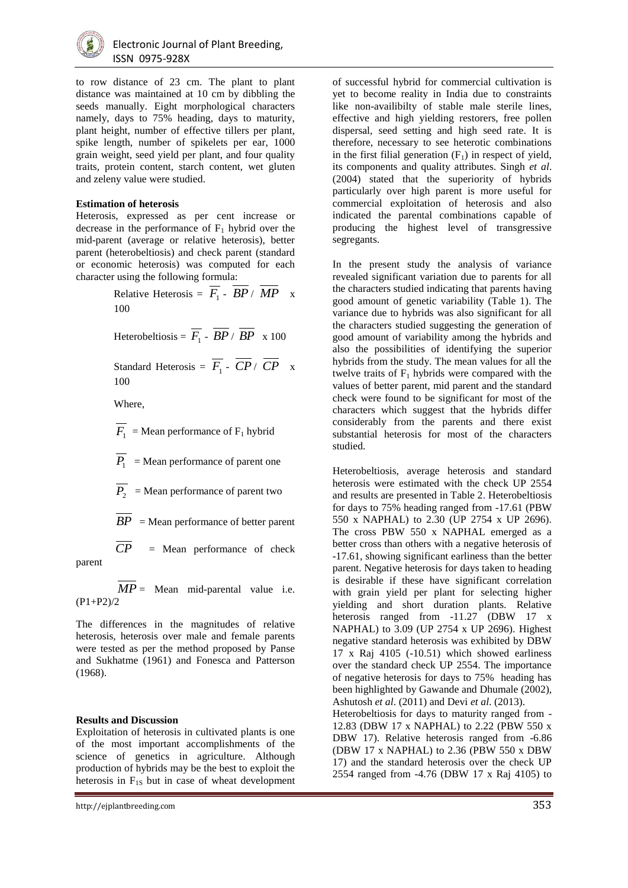to row distance of 23 cm. The plant to plant distance was maintained at 10 cm by dibbling the seeds manually. Eight morphological characters namely, days to 75% heading, days to maturity, plant height, number of effective tillers per plant, spike length, number of spikelets per ear, 1000 grain weight, seed yield per plant, and four quality traits, protein content, starch content, wet gluten and zeleny value were studied.

**Estimation of heterosis**

Heterosis, expressed as per cent increase or decrease in the performance of $F_1$ hybrid over the mid-parent (average or relative heterosis), better parent (heterobeltiosis) and check parent (standard or economic heterosis) was computed for each character using the following formula:

$$\text{Relative Heterosis} = \overline{F_1} - \overline{BP} / \overline{MP} \times 100$$

$$\text{Heterobeltiosis} = \overline{F_1} - \overline{BP} / \overline{BP} \times 100$$

$$\text{Standard Heterosis} = \overline{F_1} - \overline{CP} / \overline{CP} \times 100$$

Where,

$\overline{F_1}$ = Mean performance of $F_1$ hybrid

$\overline{P_1}$ = Mean performance of parent one

$\overline{P_2}$ = Mean performance of parent two

$\overline{BP}$ = Mean performance of better parent

$\overline{CP}$ = Mean performance of check parent

$\overline{MP}$ = Mean mid-parental value i.e. (P1+P2)/2

The differences in the magnitudes of relative heterosis, heterosis over male and female parents were tested as per the method proposed by Panse and Sukhatme (1961) and Fonesca and Patterson (1968).

**Results and Discussion**

Exploitation of heterosis in cultivated plants is one of the most important accomplishments of the science of genetics in agriculture. Although production of hybrids may be the best to exploit the heterosis in $F_{1S}$ but in case of wheat development of successful hybrid for commercial cultivation is yet to become reality in India due to constraints like non-availibilty of stable male sterile lines, effective and high yielding restorers, free pollen dispersal, seed setting and high seed rate. It is therefore, necessary to see heterotic combinations in the first filial generation ($F_1$) in respect of yield, its components and quality attributes. Singh *et al*. (2004) stated that the superiority of hybrids particularly over high parent is more useful for commercial exploitation of heterosis and also indicated the parental combinations capable of producing the highest level of transgressive segregants.

In the present study the analysis of variance revealed significant variation due to parents for all the characters studied indicating that parents having good amount of genetic variability (Table 1). The variance due to hybrids was also significant for all the characters studied suggesting the generation of good amount of variability among the hybrids and also the possibilities of identifying the superior hybrids from the study. The mean values for all the twelve traits of $F_1$ hybrids were compared with the values of better parent, mid parent and the standard check were found to be significant for most of the characters which suggest that the hybrids differ considerably from the parents and there exist substantial heterosis for most of the characters studied.

Heterobeltiosis, average heterosis and standard heterosis were estimated with the check UP 2554 and results are presented in Table 2. Heterobeltiosis for days to 75% heading ranged from -17.61 (PBW 550 x NAPHAL) to 2.30 (UP 2754 x UP 2696). The cross PBW 550 x NAPHAL emerged as a better cross than others with a negative heterosis of -17.61, showing significant earliness than the better parent. Negative heterosis for days taken to heading is desirable if these have significant correlation with grain yield per plant for selecting higher yielding and short duration plants. Relative heterosis ranged from -11.27 (DBW 17 x NAPHAL) to 3.09 (UP 2754 x UP 2696). Highest negative standard heterosis was exhibited by DBW 17 x Raj 4105 (-10.51) which showed earliness over the standard check UP 2554. The importance of negative heterosis for days to 75% heading has been highlighted by Gawande and Dhumale (2002), Ashutosh *et al*. (2011) and Devi *et al*. (2013).

Heterobeltiosis for days to maturity ranged from -12.83 (DBW 17 x NAPHAL) to 2.22 (PBW 550 x DBW 17). Relative heterosis ranged from -6.86 (DBW 17 x NAPHAL) to 2.36 (PBW 550 x DBW 17) and the standard heterosis over the check UP 2554 ranged from -4.76 (DBW 17 x Raj 4105) to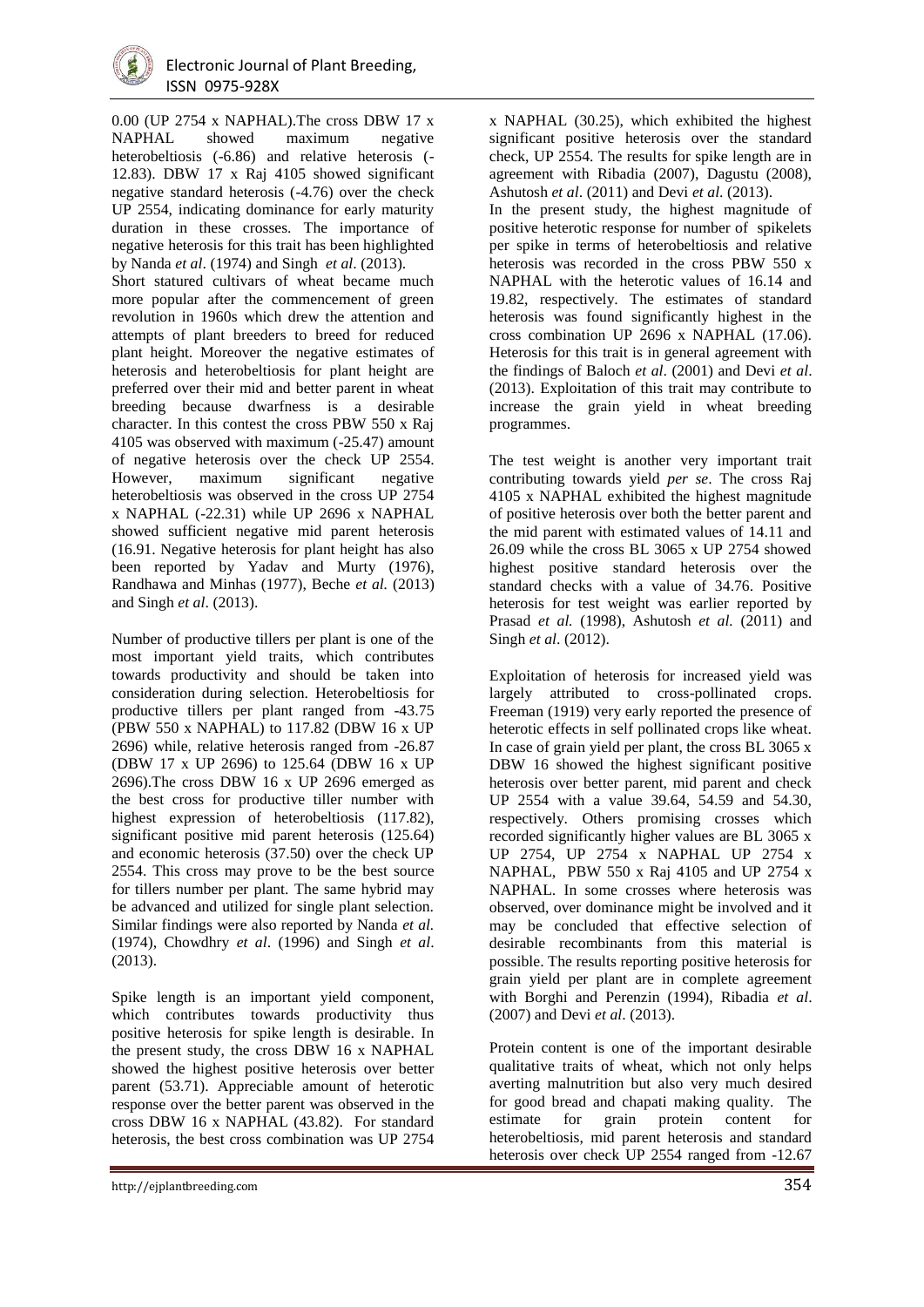0.00 (UP 2754 x NAPHAL).The cross DBW 17 x NAPHAL showed maximum negative heterobeltiosis (-6.86) and relative heterosis (-12.83). DBW 17 x Raj 4105 showed significant negative standard heterosis (-4.76) over the check UP 2554, indicating dominance for early maturity duration in these crosses. The importance of negative heterosis for this trait has been highlighted by Nanda *et al*. (1974) and Singh *et al*. (2013).

Short statured cultivars of wheat became much more popular after the commencement of green revolution in 1960s which drew the attention and attempts of plant breeders to breed for reduced plant height. Moreover the negative estimates of heterosis and heterobeltiosis for plant height are preferred over their mid and better parent in wheat breeding because dwarfness is a desirable character. In this contest the cross PBW 550 x Raj 4105 was observed with maximum (-25.47) amount of negative heterosis over the check UP 2554. However, maximum significant negative heterobeltiosis was observed in the cross UP 2754 x NAPHAL (-22.31) while UP 2696 x NAPHAL showed sufficient negative mid parent heterosis (16.91. Negative heterosis for plant height has also been reported by Yadav and Murty (1976), Randhawa and Minhas (1977), Beche *et al.* (2013) and Singh *et al*. (2013).

Number of productive tillers per plant is one of the most important yield traits, which contributes towards productivity and should be taken into consideration during selection. Heterobeltiosis for productive tillers per plant ranged from -43.75 (PBW 550 x NAPHAL) to 117.82 (DBW 16 x UP 2696) while, relative heterosis ranged from -26.87 (DBW 17 x UP 2696) to 125.64 (DBW 16 x UP 2696).The cross DBW 16 x UP 2696 emerged as the best cross for productive tiller number with highest expression of heterobeltiosis (117.82), significant positive mid parent heterosis (125.64) and economic heterosis (37.50) over the check UP 2554. This cross may prove to be the best source for tillers number per plant. The same hybrid may be advanced and utilized for single plant selection. Similar findings were also reported by Nanda *et al.* (1974), Chowdhry *et al*. (1996) and Singh *et al*. (2013).

Spike length is an important yield component, which contributes towards productivity thus positive heterosis for spike length is desirable. In the present study, the cross DBW 16 x NAPHAL showed the highest positive heterosis over better parent (53.71). Appreciable amount of heterotic response over the better parent was observed in the cross DBW 16 x NAPHAL (43.82). For standard heterosis, the best cross combination was UP 2754 x NAPHAL (30.25), which exhibited the highest significant positive heterosis over the standard check, UP 2554. The results for spike length are in agreement with Ribadia (2007), Dagustu (2008), Ashutosh *et al*. (2011) and Devi *et al*. (2013).

In the present study, the highest magnitude of positive heterotic response for number of spikelets per spike in terms of heterobeltiosis and relative heterosis was recorded in the cross PBW 550 x NAPHAL with the heterotic values of 16.14 and 19.82, respectively. The estimates of standard heterosis was found significantly highest in the cross combination UP 2696 x NAPHAL (17.06). Heterosis for this trait is in general agreement with the findings of Baloch *et al*. (2001) and Devi *et al*. (2013). Exploitation of this trait may contribute to increase the grain yield in wheat breeding programmes.

The test weight is another very important trait contributing towards yield *per se*. The cross Raj 4105 x NAPHAL exhibited the highest magnitude of positive heterosis over both the better parent and the mid parent with estimated values of 14.11 and 26.09 while the cross BL 3065 x UP 2754 showed highest positive standard heterosis over the standard checks with a value of 34.76. Positive heterosis for test weight was earlier reported by Prasad *et al.* (1998), Ashutosh *et al.* (2011) and Singh *et al*. (2012).

Exploitation of heterosis for increased yield was largely attributed to cross-pollinated crops. Freeman (1919) very early reported the presence of heterotic effects in self pollinated crops like wheat. In case of grain yield per plant, the cross BL 3065 x DBW 16 showed the highest significant positive heterosis over better parent, mid parent and check UP 2554 with a value 39.64, 54.59 and 54.30, respectively. Others promising crosses which recorded significantly higher values are BL 3065 x UP 2754, UP 2754 x NAPHAL UP 2754 x NAPHAL, PBW 550 x Raj 4105 and UP 2754 x NAPHAL. In some crosses where heterosis was observed, over dominance might be involved and it may be concluded that effective selection of desirable recombinants from this material is possible. The results reporting positive heterosis for grain yield per plant are in complete agreement with Borghi and Perenzin (1994), Ribadia *et al*. (2007) and Devi *et al*. (2013).

Protein content is one of the important desirable qualitative traits of wheat, which not only helps averting malnutrition but also very much desired for good bread and chapati making quality. The estimate for grain protein content for heterobeltiosis, mid parent heterosis and standard heterosis over check UP 2554 ranged from -12.67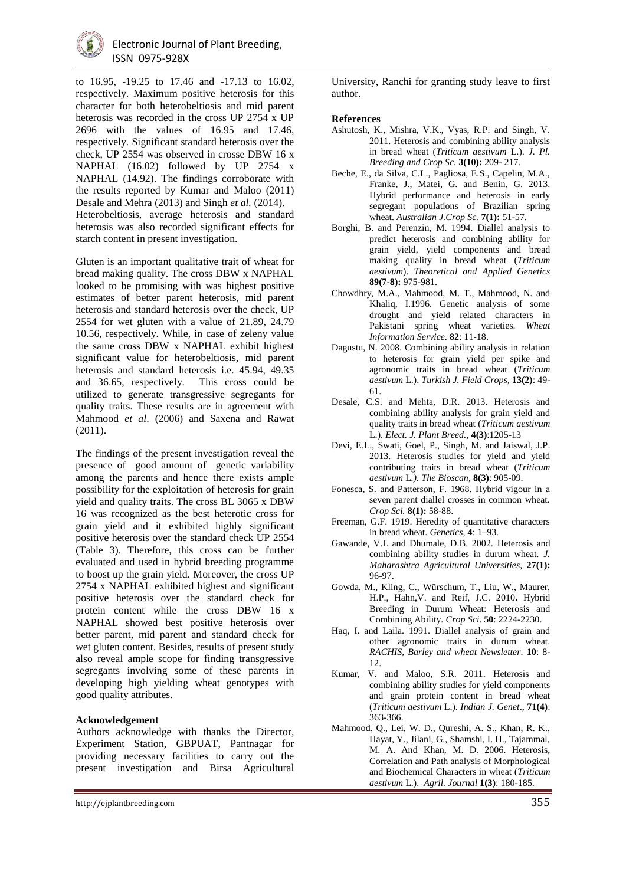to 16.95, -19.25 to 17.46 and -17.13 to 16.02, respectively. Maximum positive heterosis for this character for both heterobeltiosis and mid parent heterosis was recorded in the cross UP 2754 x UP 2696 with the values of 16.95 and 17.46, respectively. Significant standard heterosis over the check, UP 2554 was observed in crosse DBW 16 x NAPHAL (16.02) followed by UP 2754 x NAPHAL (14.92). The findings corroborate with the results reported by Kumar and Maloo (2011) Desale and Mehra (2013) and Singh *et al.* (2014). Heterobeltiosis, average heterosis and standard heterosis was also recorded significant effects for starch content in present investigation.

Gluten is an important qualitative trait of wheat for bread making quality. The cross DBW x NAPHAL looked to be promising with was highest positive estimates of better parent heterosis, mid parent heterosis and standard heterosis over the check, UP 2554 for wet gluten with a value of 21.89, 24.79 10.56, respectively. While, in case of zeleny value the same cross DBW x NAPHAL exhibit highest significant value for heterobeltiosis, mid parent heterosis and standard heterosis i.e. 45.94, 49.35 and 36.65, respectively. This cross could be utilized to generate transgressive segregants for quality traits. These results are in agreement with Mahmood *et al*. (2006) and Saxena and Rawat (2011).

The findings of the present investigation reveal the presence of good amount of genetic variability among the parents and hence there exists ample possibility for the exploitation of heterosis for grain yield and quality traits. The cross BL 3065 x DBW 16 was recognized as the best heterotic cross for grain yield and it exhibited highly significant positive heterosis over the standard check UP 2554 (Table 3). Therefore, this cross can be further evaluated and used in hybrid breeding programme to boost up the grain yield. Moreover, the cross UP 2754 x NAPHAL exhibited highest and significant positive heterosis over the standard check for protein content while the cross DBW 16 x NAPHAL showed best positive heterosis over better parent, mid parent and standard check for wet gluten content. Besides, results of present study also reveal ample scope for finding transgressive segregants involving some of these parents in developing high yielding wheat genotypes with good quality attributes.

**Acknowledgement**

Authors acknowledge with thanks the Director, Experiment Station, GBPUAT, Pantnagar for providing necessary facilities to carry out the present investigation and Birsa Agricultural University, Ranchi for granting study leave to first author.

**References**

Ashutosh, K., Mishra, V.K., Vyas, R.P. and Singh, V. 2011. Heterosis and combining ability analysis in bread wheat (*Triticum aestivum* L.). *J. Pl. Breeding and Crop Sc.* **3(10):** 209- 217.

Beche, E., da Silva, C.L., Pagliosa, E.S., Capelin, M.A., Franke, J., Matei, G. and Benin, G. 2013. Hybrid performance and heterosis in early segregant populations of Brazilian spring wheat. *Australian J.Crop Sc.* **7(1):** 51-57.

Borghi, B. and Perenzin, M. 1994. Diallel analysis to predict heterosis and combining ability for grain yield, yield components and bread making quality in bread wheat (*Triticum aestivum*). *Theoretical and Applied Genetics* **89(7-8):** 975-981.

Chowdhry, M.A., Mahmood, M. T., Mahmood, N. and Khaliq, I.1996. Genetic analysis of some drought and yield related characters in Pakistani spring wheat varieties. *Wheat Information Service*. **82**: 11-18.

Dagustu, N. 2008. Combining ability analysis in relation to heterosis for grain yield per spike and agronomic traits in bread wheat (*Triticum aestivum* L.). *Turkish J. Field Crops,* **13(2)**: 49-61.

Desale, C.S. and Mehta, D.R. 2013. Heterosis and combining ability analysis for grain yield and quality traits in bread wheat (*Triticum aestivum* L.). *Elect. J. Plant Breed.*, **4(3)**:1205-13

Devi, E.L., Swati, Goel, P., Singh, M. and Jaiswal, J.P. 2013. Heterosis studies for yield and yield contributing traits in bread wheat (*Triticum aestivum* L.). *The Bioscan*, **8(3)**: 905-09.

Fonesca, S. and Patterson, F. 1968. Hybrid vigour in a seven parent diallel crosses in common wheat. *Crop Sci.* **8(1):** 58-88.

Freeman, G.F. 1919. Heredity of quantitative characters in bread wheat. *Genetics*, **4**: 1–93.

Gawande, V.L and Dhumale, D.B. 2002. Heterosis and combining ability studies in durum wheat. *J. Maharashtra Agricultural Universities*, **27(1):** 96-97.

Gowda, M., Kling, C., Würschum, T., Liu, W., Maurer, H.P., Hahn,V. and Reif, J.C. 2010**.** Hybrid Breeding in Durum Wheat: Heterosis and Combining Ability. *Crop Sci*. **50**: 2224-2230.

Haq, I. and Laila. 1991. Diallel analysis of grain and other agronomic traits in durum wheat. *RACHIS, Barley and wheat Newsletter*. **10**: 8-12.

Kumar, V. and Maloo, S.R. 2011. Heterosis and combining ability studies for yield components and grain protein content in bread wheat (*Triticum aestivum* L.). *Indian J. Genet*., **71(4)**: 363-366.

Mahmood, Q., Lei, W. D., Qureshi, A. S., Khan, R. K., Hayat, Y., Jilani, G., Shamshi, I. H., Tajammal, M. A. And Khan, M. D. 2006. Heterosis, Correlation and Path analysis of Morphological and Biochemical Characters in wheat (*Triticum aestivum* L.). *Agril. Journal* **1(3)**: 180-185.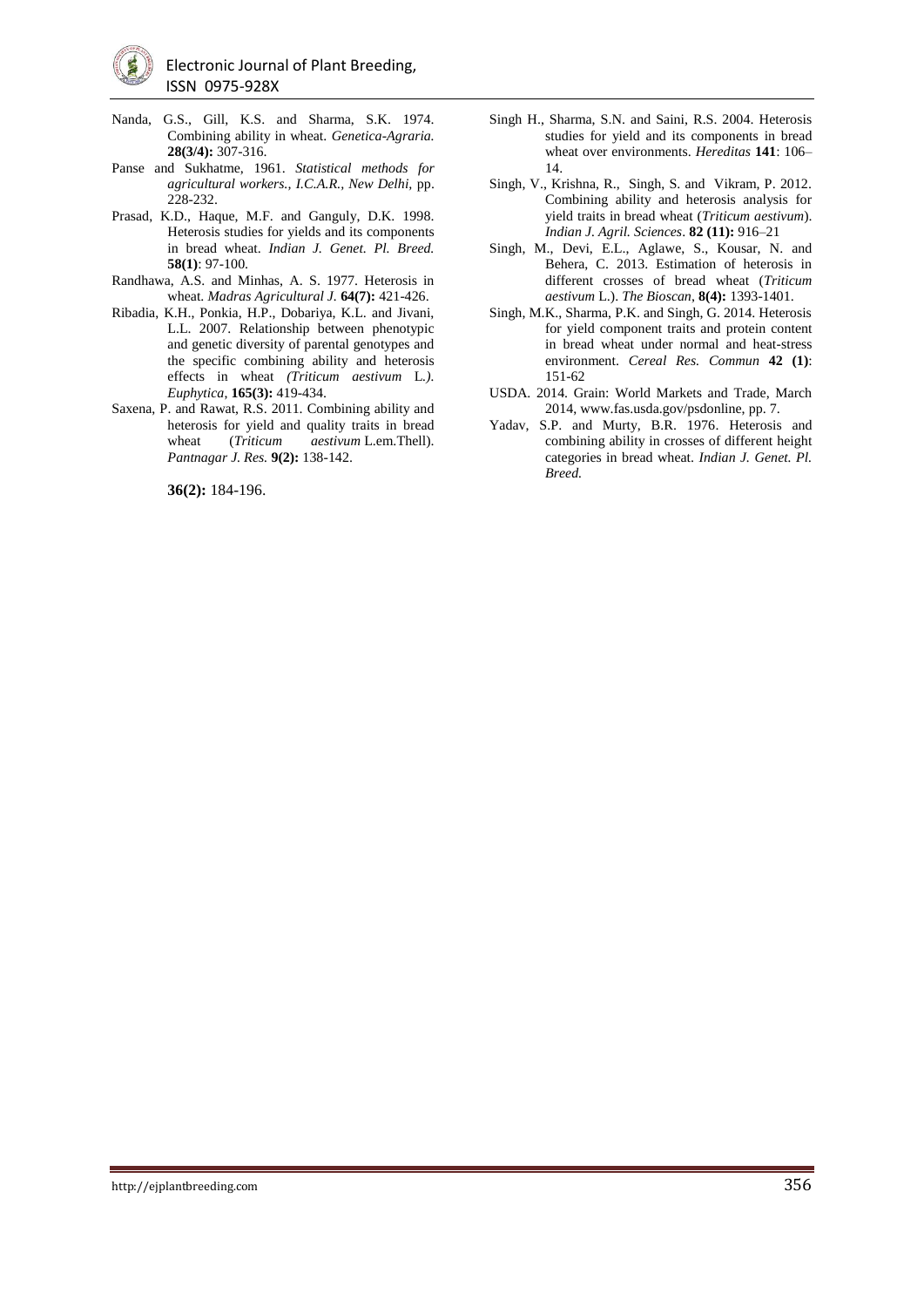Nanda, G.S., Gill, K.S. and Sharma, S.K. 1974. Combining ability in wheat. *Genetica-Agraria.* **28(3/4):** 307-316.

Panse and Sukhatme, 1961. *Statistical methods for agricultural workers., I.C.A.R., New Delhi,* pp. 228-232.

Prasad, K.D., Haque, M.F. and Ganguly, D.K. 1998. Heterosis studies for yields and its components in bread wheat. *Indian J. Genet. Pl. Breed.* **58(1)**: 97-100.

Randhawa, A.S. and Minhas, A. S. 1977. Heterosis in wheat. *Madras Agricultural J.* **64(7):** 421-426.

Ribadia, K.H., Ponkia, H.P., Dobariya, K.L. and Jivani, L.L. 2007. Relationship between phenotypic and genetic diversity of parental genotypes and the specific combining ability and heterosis effects in wheat *(Triticum aestivum* L.*). Euphytica,* **165(3):** 419-434.

Saxena, P. and Rawat, R.S. 2011. Combining ability and heterosis for yield and quality traits in bread wheat (*Triticum aestivum* L.em.Thell). *Pantnagar J. Res.* **9(2):** 138-142.

**36(2):** 184-196.

Singh H., Sharma, S.N. and Saini, R.S. 2004. Heterosis studies for yield and its components in bread wheat over environments. *Hereditas* **141**: 106–14.

Singh, V., Krishna, R., Singh, S. and Vikram, P. 2012. Combining ability and heterosis analysis for yield traits in bread wheat (*Triticum aestivum*). *Indian J. Agril. Sciences*. **82 (11):** 916–21

Singh, M., Devi, E.L., Aglawe, S., Kousar, N. and Behera, C. 2013. Estimation of heterosis in different crosses of bread wheat (*Triticum aestivum* L.). *The Bioscan*, **8(4):** 1393-1401.

Singh, M.K., Sharma, P.K. and Singh, G. 2014. Heterosis for yield component traits and protein content in bread wheat under normal and heat-stress environment. *Cereal Res. Commun* **42 (1)**: 151-62

USDA. 2014. Grain: World Markets and Trade, March 2014, www.fas.usda.gov/psdonline, pp. 7.

Yadav, S.P. and Murty, B.R. 1976. Heterosis and combining ability in crosses of different height categories in bread wheat. *Indian J. Genet. Pl. Breed.*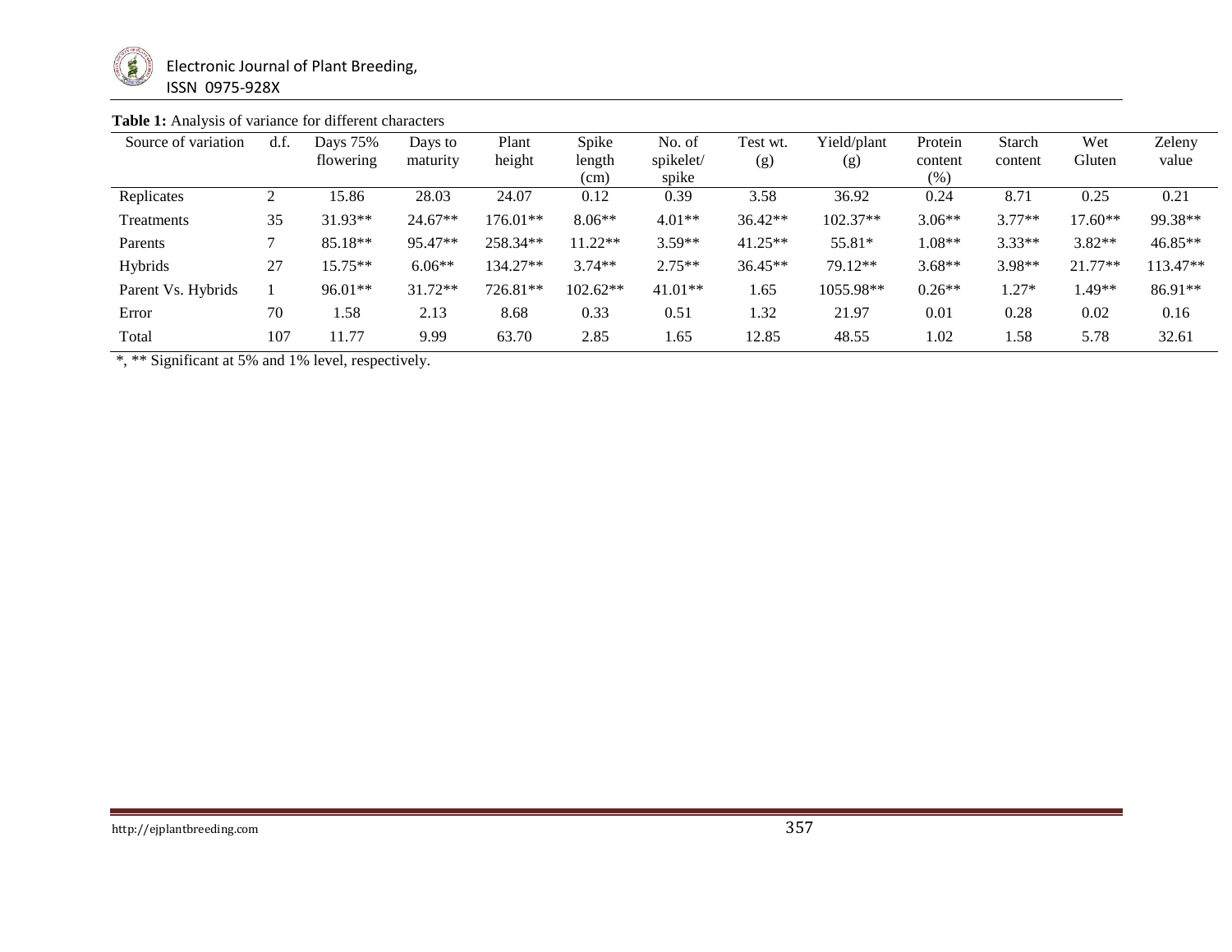**Table 1:** Analysis of variance for different characters

| Source of variation | d.f. | Days 75% flowering | Days to maturity | Plant height | Spike length (cm) | No. of spikelet/ spike | Test wt. (g) | Yield/plant (g) | Protein content (%) | Starch content | Wet Gluten | Zeleny value |
|---|---|---|---|---|---|---|---|---|---|---|---|---|
| Replicates | 2 | 15.86 | 28.03 | 24.07 | 0.12 | 0.39 | 3.58 | 36.92 | 0.24 | 8.71 | 0.25 | 0.21 |
| Treatments | 35 | 31.93** | 24.67** | 176.01** | 8.06** | 4.01** | 36.42** | 102.37** | 3.06** | 3.77** | 17.60** | 99.38** |
| Parents | 7 | 85.18** | 95.47** | 258.34** | 11.22** | 3.59** | 41.25** | 55.81* | 1.08** | 3.33** | 3.82** | 46.85** |
| Hybrids | 27 | 15.75** | 6.06** | 134.27** | 3.74** | 2.75** | 36.45** | 79.12** | 3.68** | 3.98** | 21.77** | 113.47** |
| Parent Vs. Hybrids | 1 | 96.01** | 31.72** | 726.81** | 102.62** | 41.01** | 1.65 | 1055.98** | 0.26** | 1.27* | 1.49** | 86.91** |
| Error | 70 | 1.58 | 2.13 | 8.68 | 0.33 | 0.51 | 1.32 | 21.97 | 0.01 | 0.28 | 0.02 | 0.16 |
| Total | 107 | 11.77 | 9.99 | 63.70 | 2.85 | 1.65 | 12.85 | 48.55 | 1.02 | 1.58 | 5.78 | 32.61 |

*, ** Significant at 5% and 1% level, respectively.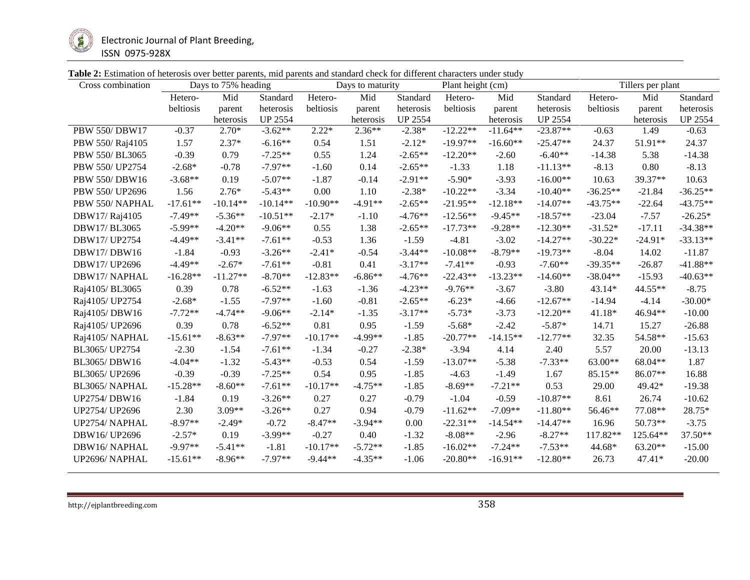**Table 2:** Estimation of heterosis over better parents, mid parents and standard check for different characters under study

| Cross combination | Days to 75% heading | | | Days to maturity | | | Plant height (cm) | | | Tillers per plant | | |
|---|---|---|---|---|---|---|---|---|---|---|---|---|
| | Hetero-beltiosis | Mid parent heterosis | Standard heterosis UP 2554 | Hetero-beltiosis | Mid parent heterosis | Standard heterosis UP 2554 | Hetero-beltiosis | Mid parent heterosis | Standard heterosis UP 2554 | Hetero-beltiosis | Mid parent heterosis | Standard heterosis UP 2554 |
| PBW 550/ DBW17 | -0.37 | 2.70* | -3.62** | 2.22* | 2.36** | -2.38* | -12.22** | -11.64** | -23.87** | -0.63 | 1.49 | -0.63 |
| PBW 550/ Raj4105 | 1.57 | 2.37* | -6.16** | 0.54 | 1.51 | -2.12* | -19.97** | -16.60** | -25.47** | 24.37 | 51.91** | 24.37 |
| PBW 550/ BL3065 | -0.39 | 0.79 | -7.25** | 0.55 | 1.24 | -2.65** | -12.20** | -2.60 | -6.40** | -14.38 | 5.38 | -14.38 |
| PBW 550/ UP2754 | -2.68* | -0.78 | -7.97** | -1.60 | 0.14 | -2.65** | -1.33 | 1.18 | -11.13** | -8.13 | 0.80 | -8.13 |
| PBW 550/ DBW16 | -3.68** | 0.19 | -5.07** | -1.87 | -0.14 | -2.91** | -5.90* | -3.93 | -16.00** | 10.63 | 39.37** | 10.63 |
| PBW 550/ UP2696 | 1.56 | 2.76* | -5.43** | 0.00 | 1.10 | -2.38* | -10.22** | -3.34 | -10.40** | -36.25** | -21.84 | -36.25** |
| PBW 550/ NAPHAL | -17.61** | -10.14** | -10.14** | -10.90** | -4.91** | -2.65** | -21.95** | -12.18** | -14.07** | -43.75** | -22.64 | -43.75** |
| DBW17/ Raj4105 | -7.49** | -5.36** | -10.51** | -2.17* | -1.10 | -4.76** | -12.56** | -9.45** | -18.57** | -23.04 | -7.57 | -26.25* |
| DBW17/ BL3065 | -5.99** | -4.20** | -9.06** | 0.55 | 1.38 | -2.65** | -17.73** | -9.28** | -12.30** | -31.52* | -17.11 | -34.38** |
| DBW17/ UP2754 | -4.49** | -3.41** | -7.61** | -0.53 | 1.36 | -1.59 | -4.81 | -3.02 | -14.27** | -30.22* | -24.91* | -33.13** |
| DBW17/ DBW16 | -1.84 | -0.93 | -3.26** | -2.41* | -0.54 | -3.44** | -10.08** | -8.79** | -19.73** | -8.04 | 14.02 | -11.87 |
| DBW17/ UP2696 | -4.49** | -2.67* | -7.61** | -0.81 | 0.41 | -3.17** | -7.41** | -0.93 | -7.60** | -39.35** | -26.87 | -41.88** |
| DBW17/ NAPHAL | -16.28** | -11.27** | -8.70** | -12.83** | -6.86** | -4.76** | -22.43** | -13.23** | -14.60** | -38.04** | -15.93 | -40.63** |
| Raj4105/ BL3065 | 0.39 | 0.78 | -6.52** | -1.63 | -1.36 | -4.23** | -9.76** | -3.67 | -3.80 | 43.14* | 44.55** | -8.75 |
| Raj4105/ UP2754 | -2.68* | -1.55 | -7.97** | -1.60 | -0.81 | -2.65** | -6.23* | -4.66 | -12.67** | -14.94 | -4.14 | -30.00* |
| Raj4105/ DBW16 | -7.72** | -4.74** | -9.06** | -2.14* | -1.35 | -3.17** | -5.73* | -3.73 | -12.20** | 41.18* | 46.94** | -10.00 |
| Raj4105/ UP2696 | 0.39 | 0.78 | -6.52** | 0.81 | 0.95 | -1.59 | -5.68* | -2.42 | -5.87* | 14.71 | 15.27 | -26.88 |
| Raj4105/ NAPHAL | -15.61** | -8.63** | -7.97** | -10.17** | -4.99** | -1.85 | -20.77** | -14.15** | -12.77** | 32.35 | 54.58** | -15.63 |
| BL3065/ UP2754 | -2.30 | -1.54 | -7.61** | -1.34 | -0.27 | -2.38* | -3.94 | 4.14 | 2.40 | 5.57 | 20.00 | -13.13 |
| BL3065/ DBW16 | -4.04** | -1.32 | -5.43** | -0.53 | 0.54 | -1.59 | -13.07** | -5.38 | -7.33** | 63.00** | 68.04** | 1.87 |
| BL3065/ UP2696 | -0.39 | -0.39 | -7.25** | 0.54 | 0.95 | -1.85 | -4.63 | -1.49 | 1.67 | 85.15** | 86.07** | 16.88 |
| BL3065/ NAPHAL | -15.28** | -8.60** | -7.61** | -10.17** | -4.75** | -1.85 | -8.69** | -7.21** | 0.53 | 29.00 | 49.42* | -19.38 |
| UP2754/ DBW16 | -1.84 | 0.19 | -3.26** | 0.27 | 0.27 | -0.79 | -1.04 | -0.59 | -10.87** | 8.61 | 26.74 | -10.62 |
| UP2754/ UP2696 | 2.30 | 3.09** | -3.26** | 0.27 | 0.94 | -0.79 | -11.62** | -7.09** | -11.80** | 56.46** | 77.08** | 28.75* |
| UP2754/ NAPHAL | -8.97** | -2.49* | -0.72 | -8.47** | -3.94** | 0.00 | -22.31** | -14.54** | -14.47** | 16.96 | 50.73** | -3.75 |
| DBW16/ UP2696 | -2.57* | 0.19 | -3.99** | -0.27 | 0.40 | -1.32 | -8.08** | -2.96 | -8.27** | 117.82** | 125.64** | 37.50** |
| DBW16/ NAPHAL | -9.97** | -5.41** | -1.81 | -10.17** | -5.72** | -1.85 | -16.02** | -7.24** | -7.53** | 44.68* | 63.20** | -15.00 |
| UP2696/ NAPHAL | -15.61** | -8.96** | -7.97** | -9.44** | -4.35** | -1.06 | -20.80** | -16.91** | -12.80** | 26.73 | 47.41* | -20.00 |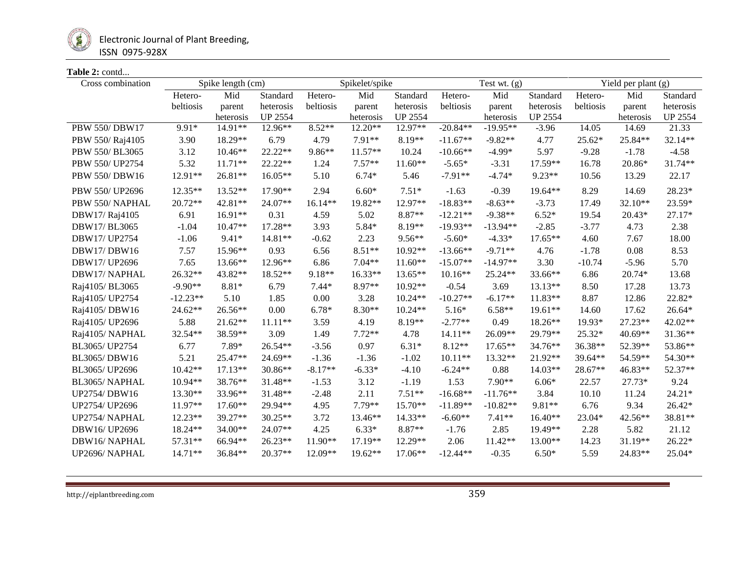**Table 2:** contd...

| Cross combination | Spike length (cm) | | | Spikelet/spike | | | Test wt. (g) | | | Yield per plant (g) | | |
|---|---|---|---|---|---|---|---|---|---|---|---|---|
| | Hetero-beltiosis | Mid parent heterosis | Standard heterosis UP 2554 | Hetero-beltiosis | Mid parent heterosis | Standard heterosis UP 2554 | Hetero-beltiosis | Mid parent heterosis | Standard heterosis UP 2554 | Hetero-beltiosis | Mid parent heterosis | Standard heterosis UP 2554 |
| PBW 550/ DBW17 | 9.91* | 14.91** | 12.96** | 8.52** | 12.20** | 12.97** | -20.84** | -19.95** | -3.96 | 14.05 | 14.69 | 21.33 |
| PBW 550/ Raj4105 | 3.90 | 18.29** | 6.79 | 4.79 | 7.91** | 8.19** | -11.67** | -9.82** | 4.77 | 25.62* | 25.84** | 32.14** |
| PBW 550/ BL3065 | 3.12 | 10.46** | 22.22** | 9.86** | 11.57** | 10.24 | -10.66** | -4.99* | 5.97 | -9.28 | -1.78 | -4.58 |
| PBW 550/ UP2754 | 5.32 | 11.71** | 22.22** | 1.24 | 7.57** | 11.60** | -5.65* | -3.31 | 17.59** | 16.78 | 20.86* | 31.74** |
| PBW 550/ DBW16 | 12.91** | 26.81** | 16.05** | 5.10 | 6.74* | 5.46 | -7.91** | -4.74* | 9.23** | 10.56 | 13.29 | 22.17 |
| PBW 550/ UP2696 | 12.35** | 13.52** | 17.90** | 2.94 | 6.60* | 7.51* | -1.63 | -0.39 | 19.64** | 8.29 | 14.69 | 28.23* |
| PBW 550/ NAPHAL | 20.72** | 42.81** | 24.07** | 16.14** | 19.82** | 12.97** | -18.83** | -8.63** | -3.73 | 17.49 | 32.10** | 23.59* |
| DBW17/ Raj4105 | 6.91 | 16.91** | 0.31 | 4.59 | 5.02 | 8.87** | -12.21** | -9.38** | 6.52* | 19.54 | 20.43* | 27.17* |
| DBW17/ BL3065 | -1.04 | 10.47** | 17.28** | 3.93 | 5.84* | 8.19** | -19.93** | -13.94** | -2.85 | -3.77 | 4.73 | 2.38 |
| DBW17/ UP2754 | -1.06 | 9.41* | 14.81** | -0.62 | 2.23 | 9.56** | -5.60* | -4.33* | 17.65** | 4.60 | 7.67 | 18.00 |
| DBW17/ DBW16 | 7.57 | 15.96** | 0.93 | 6.56 | 8.51** | 10.92** | -13.66** | -9.71** | 4.76 | -1.78 | 0.08 | 8.53 |
| DBW17/ UP2696 | 7.65 | 13.66** | 12.96** | 6.86 | 7.04** | 11.60** | -15.07** | -14.97** | 3.30 | -10.74 | -5.96 | 5.70 |
| DBW17/ NAPHAL | 26.32** | 43.82** | 18.52** | 9.18** | 16.33** | 13.65** | 10.16** | 25.24** | 33.66** | 6.86 | 20.74* | 13.68 |
| Raj4105/ BL3065 | -9.90** | 8.81* | 6.79 | 7.44* | 8.97** | 10.92** | -0.54 | 3.69 | 13.13** | 8.50 | 17.28 | 13.73 |
| Raj4105/ UP2754 | -12.23** | 5.10 | 1.85 | 0.00 | 3.28 | 10.24** | -10.27** | -6.17** | 11.83** | 8.87 | 12.86 | 22.82* |
| Raj4105/ DBW16 | 24.62** | 26.56** | 0.00 | 6.78* | 8.30** | 10.24** | 5.16* | 6.58** | 19.61** | 14.60 | 17.62 | 26.64* |
| Raj4105/ UP2696 | 5.88 | 21.62** | 11.11** | 3.59 | 4.19 | 8.19** | -2.77** | 0.49 | 18.26** | 19.93* | 27.23** | 42.02** |
| Raj4105/ NAPHAL | 32.54** | 38.59** | 3.09 | 1.49 | 7.72** | 4.78 | 14.11** | 26.09** | 29.79** | 25.32* | 40.69** | 31.36** |
| BL3065/ UP2754 | 6.77 | 7.89* | 26.54** | -3.56 | 0.97 | 6.31* | 8.12** | 17.65** | 34.76** | 36.38** | 52.39** | 53.86** |
| BL3065/ DBW16 | 5.21 | 25.47** | 24.69** | -1.36 | -1.36 | -1.02 | 10.11** | 13.32** | 21.92** | 39.64** | 54.59** | 54.30** |
| BL3065/ UP2696 | 10.42** | 17.13** | 30.86** | -8.17** | -6.33* | -4.10 | -6.24** | 0.88 | 14.03** | 28.67** | 46.83** | 52.37** |
| BL3065/ NAPHAL | 10.94** | 38.76** | 31.48** | -1.53 | 3.12 | -1.19 | 1.53 | 7.90** | 6.06* | 22.57 | 27.73* | 9.24 |
| UP2754/ DBW16 | 13.30** | 33.96** | 31.48** | -2.48 | 2.11 | 7.51** | -16.68** | -11.76** | 3.84 | 10.10 | 11.24 | 24.21* |
| UP2754/ UP2696 | 11.97** | 17.60** | 29.94** | 4.95 | 7.79** | 15.70** | -11.89** | -10.82** | 9.81** | 6.76 | 9.34 | 26.42* |
| UP2754/ NAPHAL | 12.23** | 39.27** | 30.25** | 3.72 | 13.46** | 14.33** | -6.60** | 7.41** | 16.40** | 23.04* | 42.56** | 38.81** |
| DBW16/ UP2696 | 18.24** | 34.00** | 24.07** | 4.25 | 6.33* | 8.87** | -1.76 | 2.85 | 19.49** | 2.28 | 5.82 | 21.12 |
| DBW16/ NAPHAL | 57.31** | 66.94** | 26.23** | 11.90** | 17.19** | 12.29** | 2.06 | 11.42** | 13.00** | 14.23 | 31.19** | 26.22* |
| UP2696/ NAPHAL | 14.71** | 36.84** | 20.37** | 12.09** | 19.62** | 17.06** | -12.44** | -0.35 | 6.50* | 5.59 | 24.83** | 25.04* |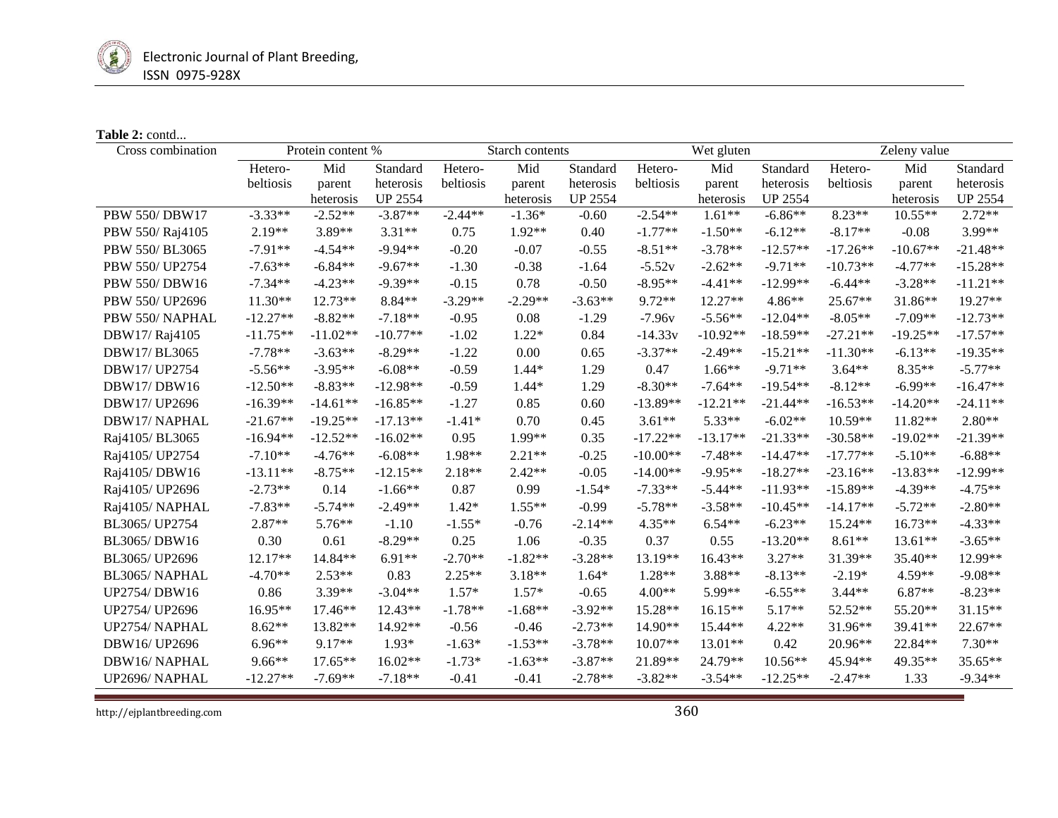**Table 2:** contd...

| Cross combination | Protein content % | | | Starch contents | | | Wet gluten | | | Zeleny value | | |
|---|---|---|---|---|---|---|---|---|---|---|---|---|
| | Hetero-beltiosis | Mid parent heterosis | Standard heterosis UP 2554 | Hetero-beltiosis | Mid parent heterosis | Standard heterosis UP 2554 | Hetero-beltiosis | Mid parent heterosis | Standard heterosis UP 2554 | Hetero-beltiosis | Mid parent heterosis | Standard heterosis UP 2554 |
| PBW 550/ DBW17 | -3.33** | -2.52** | -3.87** | -2.44** | -1.36* | -0.60 | -2.54** | 1.61** | -6.86** | 8.23** | 10.55** | 2.72** |
| PBW 550/ Raj4105 | 2.19** | 3.89** | 3.31** | 0.75 | 1.92** | 0.40 | -1.77** | -1.50** | -6.12** | -8.17** | -0.08 | 3.99** |
| PBW 550/ BL3065 | -7.91** | -4.54** | -9.94** | -0.20 | -0.07 | -0.55 | -8.51** | -3.78** | -12.57** | -17.26** | -10.67** | -21.48** |
| PBW 550/ UP2754 | -7.63** | -6.84** | -9.67** | -1.30 | -0.38 | -1.64 | -5.52v | -2.62** | -9.71** | -10.73** | -4.77** | -15.28** |
| PBW 550/ DBW16 | -7.34** | -4.23** | -9.39** | -0.15 | 0.78 | -0.50 | -8.95** | -4.41** | -12.99** | -6.44** | -3.28** | -11.21** |
| PBW 550/ UP2696 | 11.30** | 12.73** | 8.84** | -3.29** | -2.29** | -3.63** | 9.72** | 12.27** | 4.86** | 25.67** | 31.86** | 19.27** |
| PBW 550/ NAPHAL | -12.27** | -8.82** | -7.18** | -0.95 | 0.08 | -1.29 | -7.96v | -5.56** | -12.04** | -8.05** | -7.09** | -12.73** |
| DBW17/ Raj4105 | -11.75** | -11.02** | -10.77** | -1.02 | 1.22* | 0.84 | -14.33v | -10.92** | -18.59** | -27.21** | -19.25** | -17.57** |
| DBW17/ BL3065 | -7.78** | -3.63** | -8.29** | -1.22 | 0.00 | 0.65 | -3.37** | -2.49** | -15.21** | -11.30** | -6.13** | -19.35** |
| DBW17/ UP2754 | -5.56** | -3.95** | -6.08** | -0.59 | 1.44* | 1.29 | 0.47 | 1.66** | -9.71** | 3.64** | 8.35** | -5.77** |
| DBW17/ DBW16 | -12.50** | -8.83** | -12.98** | -0.59 | 1.44* | 1.29 | -8.30** | -7.64** | -19.54** | -8.12** | -6.99** | -16.47** |
| DBW17/ UP2696 | -16.39** | -14.61** | -16.85** | -1.27 | 0.85 | 0.60 | -13.89** | -12.21** | -21.44** | -16.53** | -14.20** | -24.11** |
| DBW17/ NAPHAL | -21.67** | -19.25** | -17.13** | -1.41* | 0.70 | 0.45 | 3.61** | 5.33** | -6.02** | 10.59** | 11.82** | 2.80** |
| Raj4105/ BL3065 | -16.94** | -12.52** | -16.02** | 0.95 | 1.99** | 0.35 | -17.22** | -13.17** | -21.33** | -30.58** | -19.02** | -21.39** |
| Raj4105/ UP2754 | -7.10** | -4.76** | -6.08** | 1.98** | 2.21** | -0.25 | -10.00** | -7.48** | -14.47** | -17.77** | -5.10** | -6.88** |
| Raj4105/ DBW16 | -13.11** | -8.75** | -12.15** | 2.18** | 2.42** | -0.05 | -14.00** | -9.95** | -18.27** | -23.16** | -13.83** | -12.99** |
| Raj4105/ UP2696 | -2.73** | 0.14 | -1.66** | 0.87 | 0.99 | -1.54* | -7.33** | -5.44** | -11.93** | -15.89** | -4.39** | -4.75** |
| Raj4105/ NAPHAL | -7.83** | -5.74** | -2.49** | 1.42* | 1.55** | -0.99 | -5.78** | -3.58** | -10.45** | -14.17** | -5.72** | -2.80** |
| BL3065/ UP2754 | 2.87** | 5.76** | -1.10 | -1.55* | -0.76 | -2.14** | 4.35** | 6.54** | -6.23** | 15.24** | 16.73** | -4.33** |
| BL3065/ DBW16 | 0.30 | 0.61 | -8.29** | 0.25 | 1.06 | -0.35 | 0.37 | 0.55 | -13.20** | 8.61** | 13.61** | -3.65** |
| BL3065/ UP2696 | 12.17** | 14.84** | 6.91** | -2.70** | -1.82** | -3.28** | 13.19** | 16.43** | 3.27** | 31.39** | 35.40** | 12.99** |
| BL3065/ NAPHAL | -4.70** | 2.53** | 0.83 | 2.25** | 3.18** | 1.64* | 1.28** | 3.88** | -8.13** | -2.19* | 4.59** | -9.08** |
| UP2754/ DBW16 | 0.86 | 3.39** | -3.04** | 1.57* | 1.57* | -0.65 | 4.00** | 5.99** | -6.55** | 3.44** | 6.87** | -8.23** |
| UP2754/ UP2696 | 16.95** | 17.46** | 12.43** | -1.78** | -1.68** | -3.92** | 15.28** | 16.15** | 5.17** | 52.52** | 55.20** | 31.15** |
| UP2754/ NAPHAL | 8.62** | 13.82** | 14.92** | -0.56 | -0.46 | -2.73** | 14.90** | 15.44** | 4.22** | 31.96** | 39.41** | 22.67** |
| DBW16/ UP2696 | 6.96** | 9.17** | 1.93* | -1.63* | -1.53** | -3.78** | 10.07** | 13.01** | 0.42 | 20.96** | 22.84** | 7.30** |
| DBW16/ NAPHAL | 9.66** | 17.65** | 16.02** | -1.73* | -1.63** | -3.87** | 21.89** | 24.79** | 10.56** | 45.94** | 49.35** | 35.65** |
| UP2696/ NAPHAL | -12.27** | -7.69** | -7.18** | -0.41 | -0.41 | -2.78** | -3.82** | -3.54** | -12.25** | -2.47** | 1.33 | -9.34** |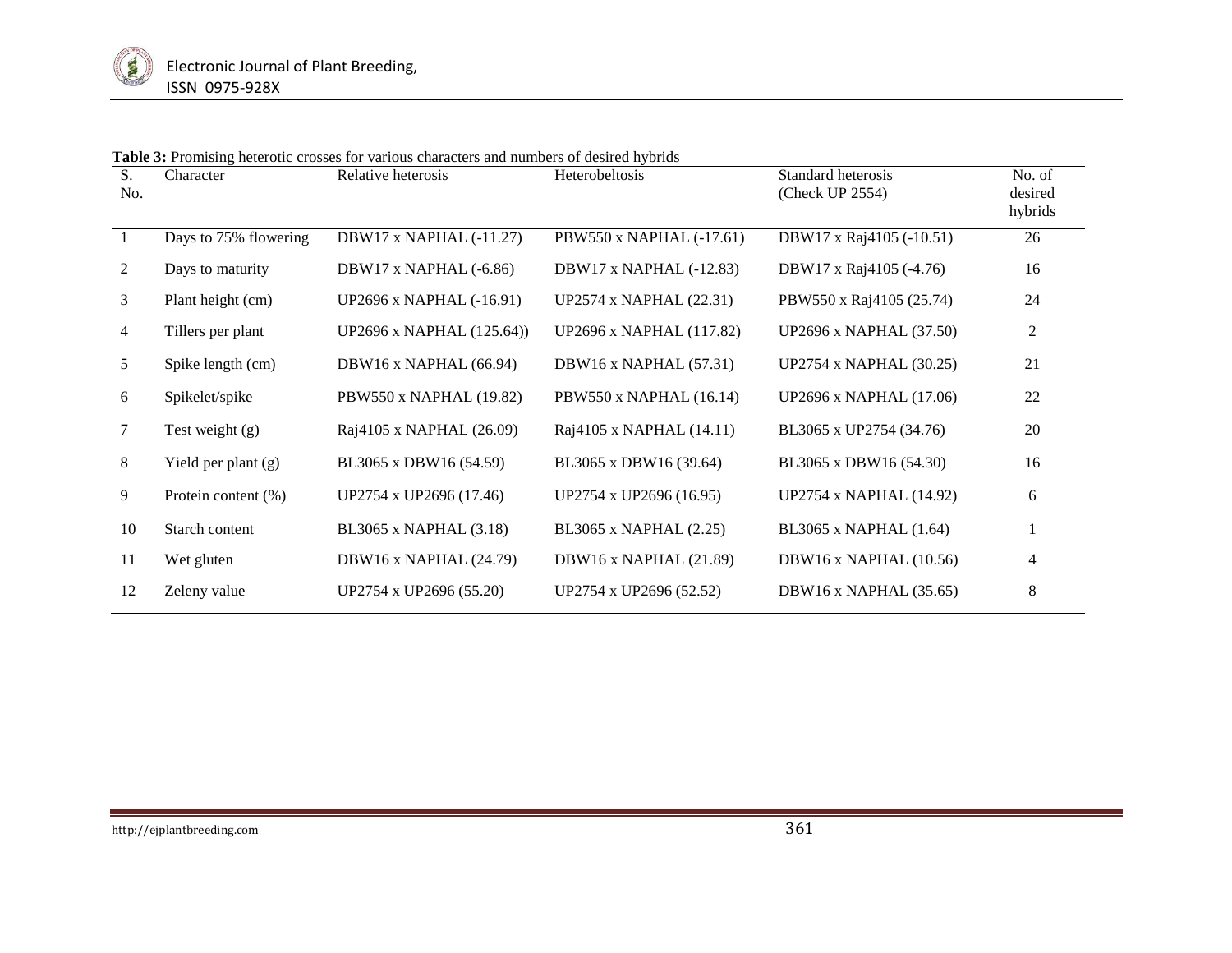**Table 3:** Promising heterotic crosses for various characters and numbers of desired hybrids

| S. No. | Character | Relative heterosis | Heterobeltosis | Standard heterosis (Check UP 2554) | No. of desired hybrids |
|---|---|---|---|---|---|
| 1 | Days to 75% flowering | DBW17 x NAPHAL (-11.27) | PBW550 x NAPHAL (-17.61) | DBW17 x Raj4105 (-10.51) | 26 |
| 2 | Days to maturity | DBW17 x NAPHAL (-6.86) | DBW17 x NAPHAL (-12.83) | DBW17 x Raj4105 (-4.76) | 16 |
| 3 | Plant height (cm) | UP2696 x NAPHAL (-16.91) | UP2574 x NAPHAL (22.31) | PBW550 x Raj4105 (25.74) | 24 |
| 4 | Tillers per plant | UP2696 x NAPHAL (125.64)) | UP2696 x NAPHAL (117.82) | UP2696 x NAPHAL (37.50) | 2 |
| 5 | Spike length (cm) | DBW16 x NAPHAL (66.94) | DBW16 x NAPHAL (57.31) | UP2754 x NAPHAL (30.25) | 21 |
| 6 | Spikelet/spike | PBW550 x NAPHAL (19.82) | PBW550 x NAPHAL (16.14) | UP2696 x NAPHAL (17.06) | 22 |
| 7 | Test weight (g) | Raj4105 x NAPHAL (26.09) | Raj4105 x NAPHAL (14.11) | BL3065 x UP2754 (34.76) | 20 |
| 8 | Yield per plant (g) | BL3065 x DBW16 (54.59) | BL3065 x DBW16 (39.64) | BL3065 x DBW16 (54.30) | 16 |
| 9 | Protein content (%) | UP2754 x UP2696 (17.46) | UP2754 x UP2696 (16.95) | UP2754 x NAPHAL (14.92) | 6 |
| 10 | Starch content | BL3065 x NAPHAL (3.18) | BL3065 x NAPHAL (2.25) | BL3065 x NAPHAL (1.64) | 1 |
| 11 | Wet gluten | DBW16 x NAPHAL (24.79) | DBW16 x NAPHAL (21.89) | DBW16 x NAPHAL (10.56) | 4 |
| 12 | Zeleny value | UP2754 x UP2696 (55.20) | UP2754 x UP2696 (52.52) | DBW16 x NAPHAL (35.65) | 8 |